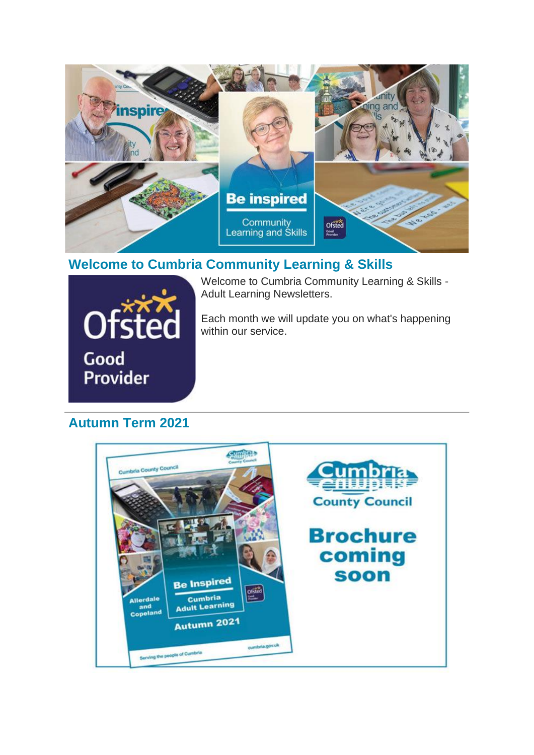## Welcome to Cumbria Community Learning & Skills

Welcome to Cumbria Community Learning & Skills - Adult Learning Newsletters.

Each month we will update you on what's happening within our service.

## Autumn Term 2021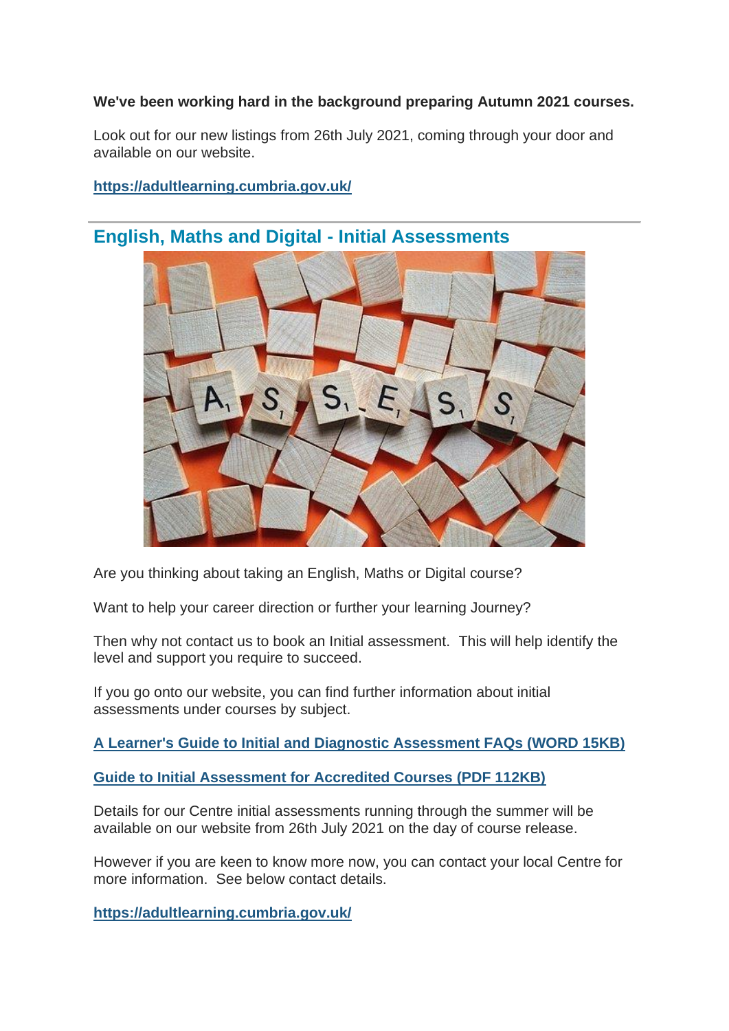**We've been working hard in the background preparing Autumn 2021 courses.**

Look out for our new listings from 26th July 2021, coming through your door and available on our website.

**https://adultlearning.cumbria.gov.uk/**

---

## English, Maths and Digital - Initial Assessments

Are you thinking about taking an English, Maths or Digital course?

Want to help your career direction or further your learning Journey?

Then why not contact us to book an Initial assessment. This will help identify the level and support you require to succeed.

If you go onto our website, you can find further information about initial assessments under courses by subject.

**A Learner's Guide to Initial and Diagnostic Assessment FAQs (WORD 15KB)**

**Guide to Initial Assessment for Accredited Courses (PDF 112KB)**

Details for our Centre initial assessments running through the summer will be available on our website from 26th July 2021 on the day of course release.

However if you are keen to know more now, you can contact your local Centre for more information. See below contact details.

**https://adultlearning.cumbria.gov.uk/**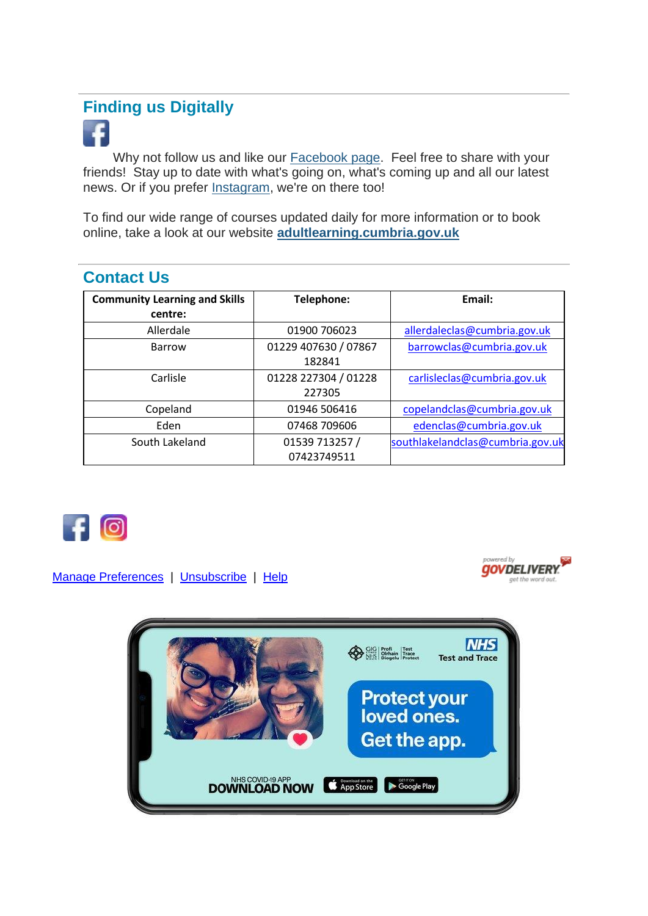## Finding us Digitally

Why not follow us and like our Facebook page. Feel free to share with your friends! Stay up to date with what's going on, what's coming up and all our latest news. Or if you prefer Instagram, we're on there too!

To find our wide range of courses updated daily for more information or to book online, take a look at our website **adultlearning.cumbria.gov.uk**

## Contact Us

| Community Learning and Skills centre: | Telephone: | Email: |
|---|---|---|
| Allerdale | 01900 706023 | allerdaleclas@cumbria.gov.uk |
| Barrow | 01229 407630 / 07867 182841 | barrowclas@cumbria.gov.uk |
| Carlisle | 01228 227304 / 01228 227305 | carlisleclas@cumbria.gov.uk |
| Copeland | 01946 506416 | copelandclas@cumbria.gov.uk |
| Eden | 07468 709606 | edenclas@cumbria.gov.uk |
| South Lakeland | 01539 713257 / 07423749511 | southlakelandclas@cumbria.gov.uk |

Manage Preferences | Unsubscribe | Help

powered by govDELIVERY get the word out.

NHS Test and Trace

Protect your loved ones. Get the app.

NHS COVID-19 APP DOWNLOAD NOW